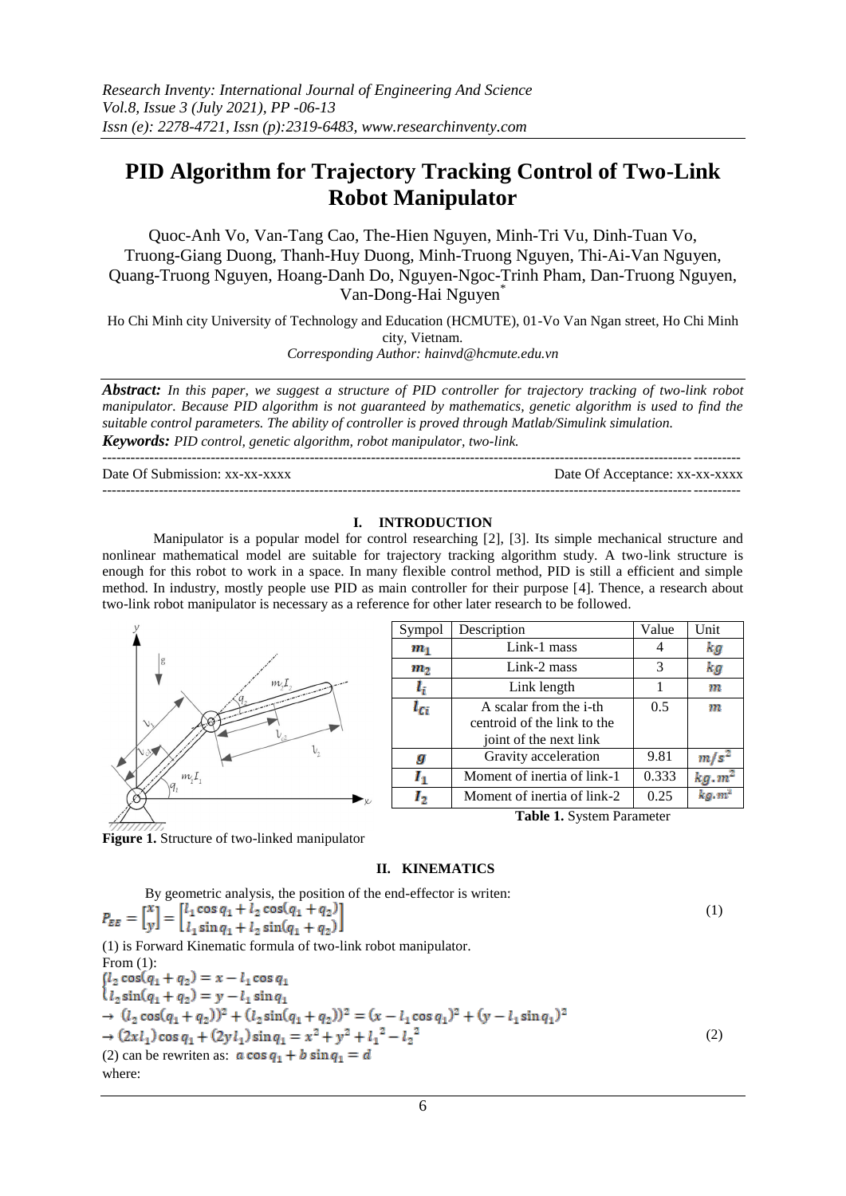# PID Algorithm for Trajectory Tracking Control of Two-Link Robot Manipulator

Quoc-Anh Vo, Van-Tang Cao, The-Hien Nguyen, Minh-Tri Vu, Dinh-Tuan Vo, Truong-Giang Duong, Thanh-Huy Duong, Minh-Truong Nguyen, Thi-Ai-Van Nguyen, Quang-Truong Nguyen, Hoang-Danh Do, Nguyen-Ngoc-Trinh Pham, Dan-Truong Nguyen, Van-Dong-Hai Nguyen*

Ho Chi Minh city University of Technology and Education (HCMUTE), 01-Vo Van Ngan street, Ho Chi Minh city, Vietnam.

*Corresponding Author: hainvd@hcmute.edu.vn*

***Abstract:*** *In this paper, we suggest a structure of PID controller for trajectory tracking of two-link robot manipulator. Because PID algorithm is not guaranteed by mathematics, genetic algorithm is used to find the suitable control parameters. The ability of controller is proved through Matlab/Simulink simulation.*

***Keywords:*** *PID control, genetic algorithm, robot manipulator, two-link.*

---

Date Of Submission: xx-xx-xxxx | Date Of Acceptance: xx-xx-xxxx

---

## I. INTRODUCTION

Manipulator is a popular model for control researching [2], [3]. Its simple mechanical structure and nonlinear mathematical model are suitable for trajectory tracking algorithm study. A two-link structure is enough for this robot to work in a space. In many flexible control method, PID is still a efficient and simple method. In industry, mostly people use PID as main controller for their purpose [4]. Thence, a research about two-link robot manipulator is necessary as a reference for other later research to be followed.

**Figure 1.** Structure of two-linked manipulator

| Sympol | Description | Value | Unit |
|---|---|---|---|
| $m_1$ | Link-1 mass | 4 | $kg$ |
| $m_2$ | Link-2 mass | 3 | $kg$ |
| $l_i$ | Link length | 1 | $m$ |
| $l_{Ci}$ | A scalar from the i-th centroid of the link to the joint of the next link | 0.5 | $m$ |
| $g$ | Gravity acceleration | 9.81 | $m/s^2$ |
| $I_1$ | Moment of inertia of link-1 | 0.333 | $kg.m^2$ |
| $I_2$ | Moment of inertia of link-2 | 0.25 | $kg.m^2$ |

**Table 1.** System Parameter

## II. KINEMATICS

By geometric analysis, the position of the end-effector is writen:

$$P_{EE} = \begin{bmatrix} x \\ y \end{bmatrix} = \begin{bmatrix} l_1 \cos q_1 + l_2 \cos(q_1 + q_2) \\ l_1 \sin q_1 + l_2 \sin(q_1 + q_2) \end{bmatrix} \tag{1}$$

(1) is Forward Kinematic formula of two-link robot manipulator.

From (1):

$$\begin{cases} l_2 \cos(q_1 + q_2) = x - l_1 \cos q_1 \\ l_2 \sin(q_1 + q_2) = y - l_1 \sin q_1 \end{cases}$$

$$\rightarrow (l_2 \cos(q_1 + q_2))^2 + (l_2 \sin(q_1 + q_2))^2 = (x - l_1 \cos q_1)^2 + (y - l_1 \sin q_1)^2$$

$$\rightarrow (2xl_1) \cos q_1 + (2yl_1) \sin q_1 = x^2 + y^2 + {l_1}^2 - {l_2}^2 \tag{2}$$

(2) can be rewriten as: $a \cos q_1 + b \sin q_1 = d$

where: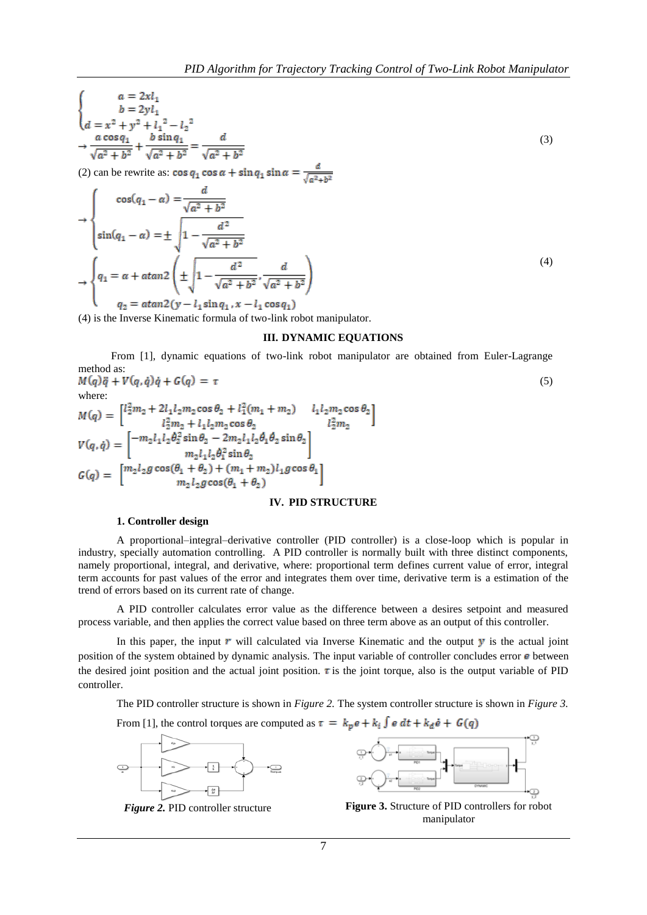$$
\begin{cases} a = 2xl_1 \\ b = 2yl_1 \\ d = x^2 + y^2 + {l_1}^2 - {l_2}^2 \end{cases}
$$

$$
\rightarrow \frac{a\cos q_1}{\sqrt{a^2+b^2}} + \frac{b\sin q_1}{\sqrt{a^2+b^2}} = \frac{d}{\sqrt{a^2+b^2}} \tag{3}
$$

(2) can be rewrite as: $\cos q_1 \cos\alpha + \sin q_1 \sin\alpha = \frac{d}{\sqrt{a^2+b^2}}$

$$
\rightarrow \begin{cases} \cos(q_1 - \alpha) = \dfrac{d}{\sqrt{a^2+b^2}} \\ \sin(q_1 - \alpha) = \pm\sqrt{1 - \dfrac{d^2}{\sqrt{a^2+b^2}}} \end{cases}
$$

$$
\rightarrow \begin{cases} q_1 = \alpha + atan2\left(\pm\sqrt{1 - \dfrac{d^2}{\sqrt{a^2+b^2}}}, \dfrac{d}{\sqrt{a^2+b^2}}\right) \\ q_2 = atan2(y - l_1\sin q_1, x - l_1\cos q_1) \end{cases} \tag{4}
$$

(4) is the Inverse Kinematic formula of two-link robot manipulator.

## III. DYNAMIC EQUATIONS

From [1], dynamic equations of two-link robot manipulator are obtained from Euler-Lagrange method as:

$$
M(q)\ddot{q} + V(q,\dot{q})\dot{q} + G(q) = \tau \tag{5}
$$

where:

$$
M(q) = \begin{bmatrix} l_2^2 m_2 + 2l_1 l_2 m_2\cos\theta_2 + l_1^2(m_1 + m_2) & l_1 l_2 m_2 \cos\theta_2 \\ l_2^2 m_2 + l_1 l_2 m_2 \cos\theta_2 & l_2^2 m_2 \end{bmatrix}
$$

$$
V(q,\dot{q}) = \begin{bmatrix} -m_2 l_1 l_2 \dot{\theta}_2^2 \sin\theta_2 - 2m_2 l_1 l_2 \dot{\theta}_1 \dot{\theta}_2 \sin\theta_2 \\ m_2 l_1 l_2 \dot{\theta}_1^2 \sin\theta_2 \end{bmatrix}
$$

$$
G(q) = \begin{bmatrix} m_2 l_2 g\cos(\theta_1 + \theta_2) + (m_1 + m_2) l_1 g \cos\theta_1 \\ m_2 l_2 g \cos(\theta_1 + \theta_2) \end{bmatrix}
$$

## IV. PID STRUCTURE

### 1. Controller design

A proportional–integral–derivative controller (PID controller) is a close-loop which is popular in industry, specially automation controlling. A PID controller is normally built with three distinct components, namely proportional, integral, and derivative, where: proportional term defines current value of error, integral term accounts for past values of the error and integrates them over time, derivative term is a estimation of the trend of errors based on its current rate of change.

A PID controller calculates error value as the difference between a desires setpoint and measured process variable, and then applies the correct value based on three term above as an output of this controller.

In this paper, the input $r$ will calculated via Inverse Kinematic and the output $y$ is the actual joint position of the system obtained by dynamic analysis. The input variable of controller concludes error $e$ between the desired joint position and the actual joint position. $\tau$ is the joint torque, also is the output variable of PID controller.

The PID controller structure is shown in *Figure 2.* The system controller structure is shown in *Figure 3.*

From [1], the control torques are computed as $\tau = k_p e + k_i \int e\,dt + k_d \dot{e} + G(q)$

***Figure 2.*** PID controller structure

**Figure 3.** Structure of PID controllers for robot manipulator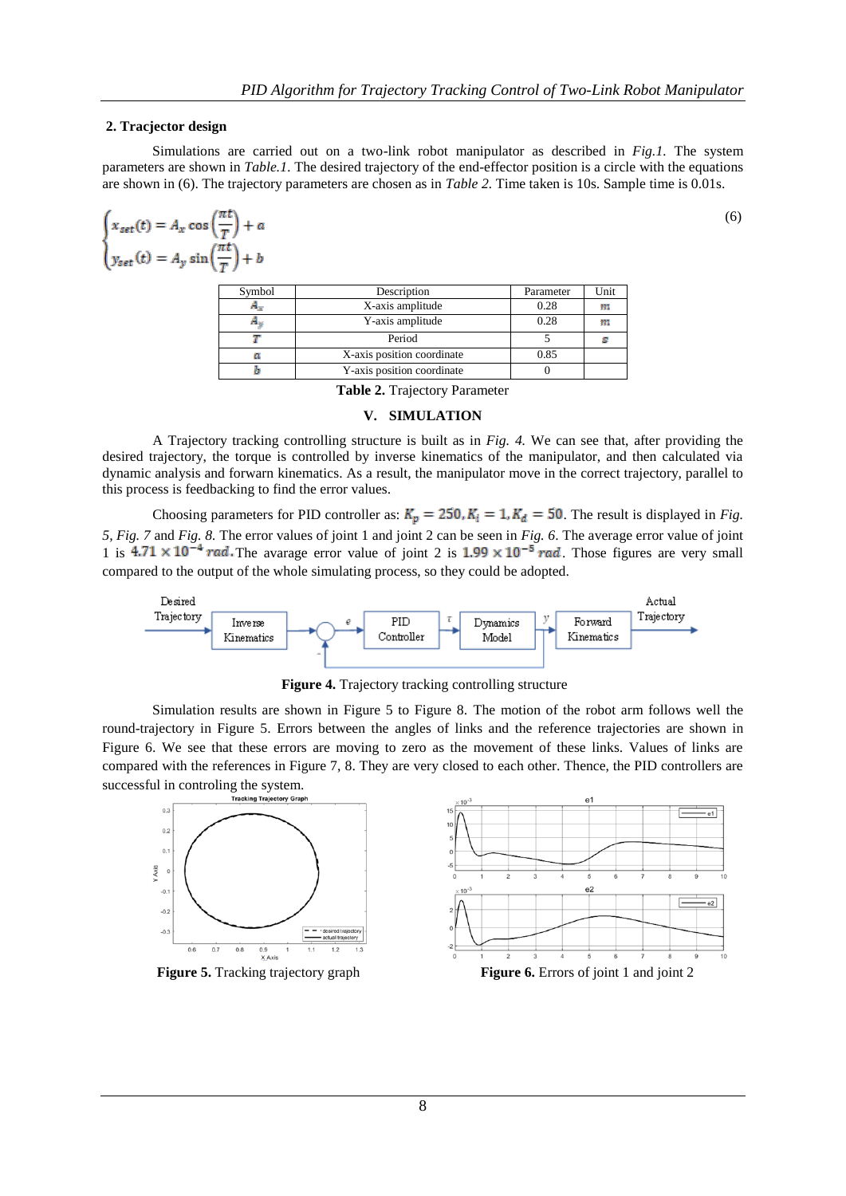## 2. Tracjector design

Simulations are carried out on a two-link robot manipulator as described in *Fig.1.* The system parameters are shown in *Table.1*. The desired trajectory of the end-effector position is a circle with the equations are shown in (6). The trajectory parameters are chosen as in *Table 2.* Time taken is 10s. Sample time is 0.01s.

$$\begin{cases} x_{set}(t) = A_x \cos\left(\frac{\pi t}{T}\right) + a \\ y_{set}(t) = A_y \sin\left(\frac{\pi t}{T}\right) + b \end{cases} \tag{6}$$

| Symbol | Description | Parameter | Unit |
|---|---|---|---|
| $A_x$ | X-axis amplitude | 0.28 | $m$ |
| $A_y$ | Y-axis amplitude | 0.28 | $m$ |
| $T$ | Period | 5 | $s$ |
| $a$ | X-axis position coordinate | 0.85 | |
| $b$ | Y-axis position coordinate | 0 | |

**Table 2.** Trajectory Parameter

# V. SIMULATION

A Trajectory tracking controlling structure is built as in *Fig. 4.* We can see that, after providing the desired trajectory, the torque is controlled by inverse kinematics of the manipulator, and then calculated via dynamic analysis and forwarn kinematics. As a result, the manipulator move in the correct trajectory, parallel to this process is feedbacking to find the error values.

Choosing parameters for PID controller as: $K_p = 250, K_i = 1, K_d = 50$. The result is displayed in *Fig. 5, Fig. 7* and *Fig. 8.* The error values of joint 1 and joint 2 can be seen in *Fig. 6*. The average error value of joint 1 is $4.71 \times 10^{-4}\ rad$. The avarage error value of joint 2 is $1.99 \times 10^{-5}\ rad$. Those figures are very small compared to the output of the whole simulating process, so they could be adopted.

**Figure 4.** Trajectory tracking controlling structure

Simulation results are shown in Figure 5 to Figure 8. The motion of the robot arm follows well the round-trajectory in Figure 5. Errors between the angles of links and the reference trajectories are shown in Figure 6. We see that these errors are moving to zero as the movement of these links. Values of links are compared with the references in Figure 7, 8. They are very closed to each other. Thence, the PID controllers are successful in controling the system.

**Figure 5.** Tracking trajectory graph

**Figure 6.** Errors of joint 1 and joint 2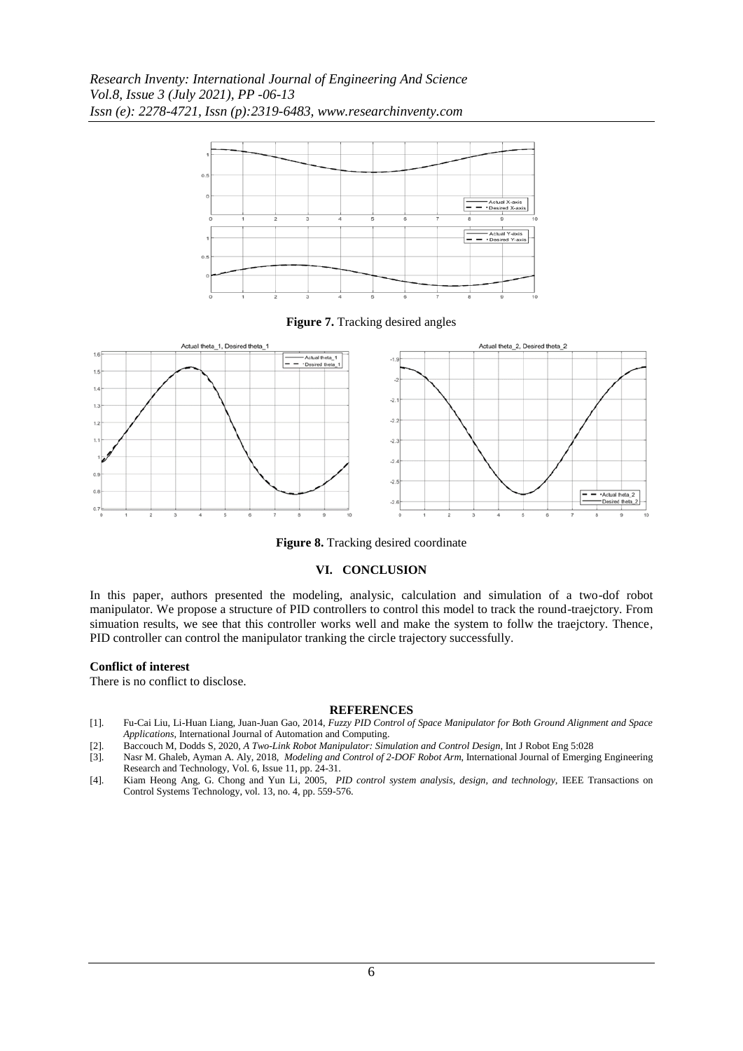1

0.5

0

Actual X-axis
Desired X-axis

0 1 2 3 4 5 6 7 8 9 10

Actual Y-axis
Desired Y-axis

1

0.5

0

0 1 2 3 4 5 6 7 8 9 10

**Figure 7.** Tracking desired angles

Actual theta_1, Desired theta_1

Actual theta_1
Desired theta_1

1.6
1.5
1.4
1.3
1.2
1.1
1
0.9
0.8
0.7

0 1 2 3 4 5 6 7 8 9 10

Actual theta_2, Desired theta_2

-1.9
-2
-2.1
-2.2
-2.3
-2.4
-2.5
-2.6

Actual theta_2
Desired theta_2

0 1 2 3 4 5 6 7 8 9 10

**Figure 8.** Tracking desired coordinate

## VI. CONCLUSION

In this paper, authors presented the modeling, analysic, calculation and simulation of a two-dof robot manipulator. We propose a structure of PID controllers to control this model to track the round-traejctory. From simuation results, we see that this controller works well and make the system to follw the traejctory. Thence, PID controller can control the manipulator tranking the circle trajectory successfully.

**Conflict of interest**

There is no conflict to disclose.

## REFERENCES

[1]. Fu-Cai Liu, Li-Huan Liang, Juan-Juan Gao, 2014, *Fuzzy PID Control of Space Manipulator for Both Ground Alignment and Space Applications*, International Journal of Automation and Computing.

[2]. Baccouch M, Dodds S, 2020, *A Two-Link Robot Manipulator: Simulation and Control Design*, Int J Robot Eng 5:028

[3]. Nasr M. Ghaleb, Ayman A. Aly, 2018, *Modeling and Control of 2-DOF Robot Arm*, International Journal of Emerging Engineering Research and Technology, Vol. 6, Issue 11, pp. 24-31.

[4]. Kiam Heong Ang, G. Chong and Yun Li, 2005, *PID control system analysis, design, and technology*, IEEE Transactions on Control Systems Technology, vol. 13, no. 4, pp. 559-576.